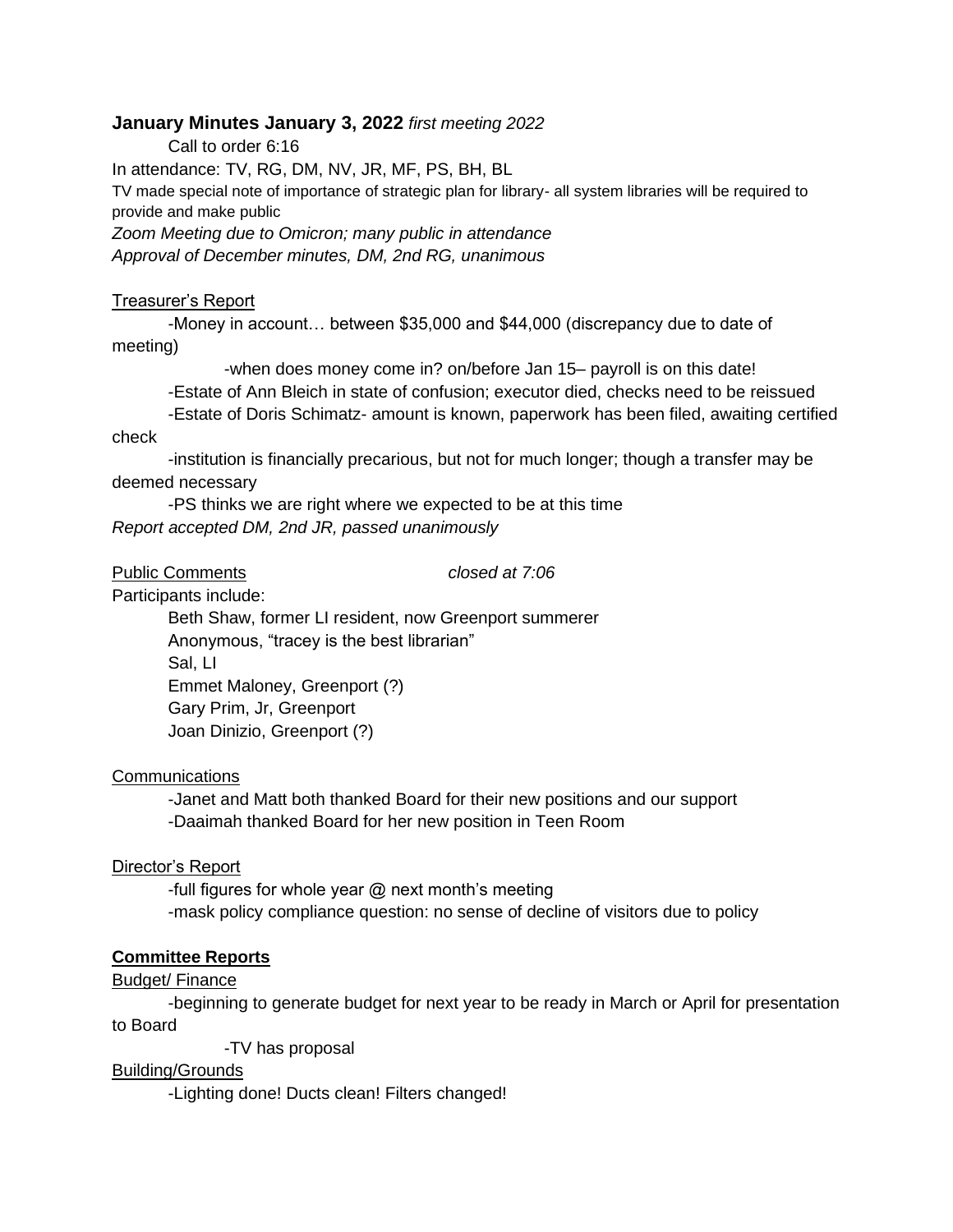**January Minutes January 3, 2022** *first meeting 2022*

Call to order 6:16

In attendance: TV, RG, DM, NV, JR, MF, PS, BH, BL

TV made special note of importance of strategic plan for library- all system libraries will be required to provide and make public

*Zoom Meeting due to Omicron; many public in attendance*

*Approval of December minutes, DM, 2nd RG, unanimous*

Treasurer's Report

- -Money in account… between $35,000 and $44,000 (discrepancy due to date of meeting)
  - -when does money come in? on/before Jan 15– payroll is on this date!
- -Estate of Ann Bleich in state of confusion; executor died, checks need to be reissued
- -Estate of Doris Schimatz- amount is known, paperwork has been filed, awaiting certified check
- -institution is financially precarious, but not for much longer; though a transfer may be deemed necessary
- -PS thinks we are right where we expected to be at this time

*Report accepted DM, 2nd JR, passed unanimously*

Public Comments *closed at 7:06*

Participants include:

- Beth Shaw, former LI resident, now Greenport summerer
- Anonymous, "tracey is the best librarian"
- Sal, LI
- Emmet Maloney, Greenport (?)
- Gary Prim, Jr, Greenport
- Joan Dinizio, Greenport (?)

Communications

- -Janet and Matt both thanked Board for their new positions and our support
- -Daaimah thanked Board for her new position in Teen Room

Director's Report

- -full figures for whole year @ next month's meeting
- -mask policy compliance question: no sense of decline of visitors due to policy

**Committee Reports**

Budget/ Finance

- -beginning to generate budget for next year to be ready in March or April for presentation to Board
  - -TV has proposal

Building/Grounds

- -Lighting done! Ducts clean! Filters changed!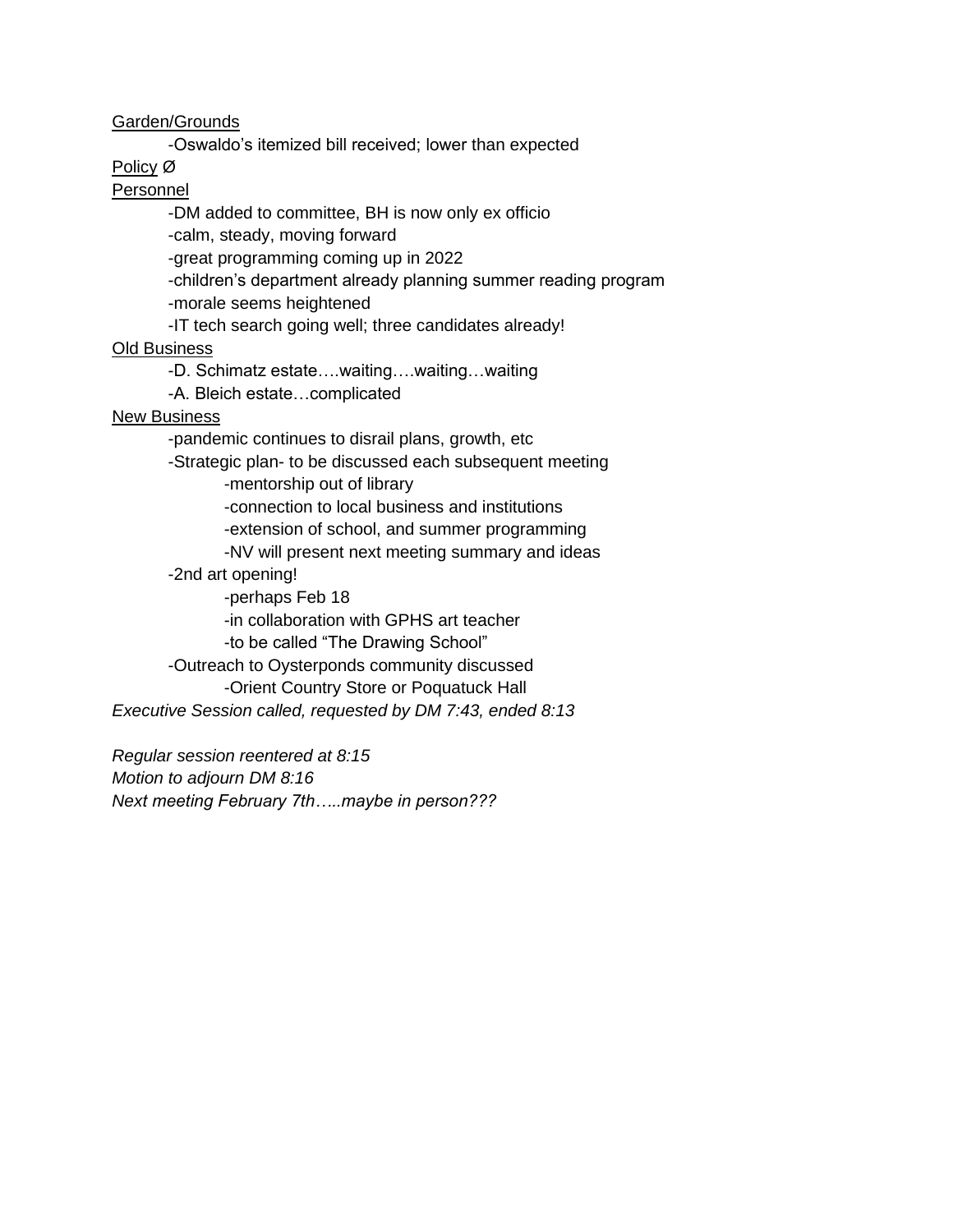<u>Garden/Grounds</u>

- -Oswaldo's itemized bill received; lower than expected

<u>Policy</u> Ø

<u>Personnel</u>

- -DM added to committee, BH is now only ex officio
- -calm, steady, moving forward
- -great programming coming up in 2022
- -children's department already planning summer reading program
- -morale seems heightened
- -IT tech search going well; three candidates already!

<u>Old Business</u>

- -D. Schimatz estate….waiting….waiting…waiting
- -A. Bleich estate…complicated

<u>New Business</u>

- -pandemic continues to disrail plans, growth, etc
- -Strategic plan- to be discussed each subsequent meeting
  - -mentorship out of library
  - -connection to local business and institutions
  - -extension of school, and summer programming
  - -NV will present next meeting summary and ideas
- -2nd art opening!
  - -perhaps Feb 18
  - -in collaboration with GPHS art teacher
  - -to be called "The Drawing School"
- -Outreach to Oysterponds community discussed
  - -Orient Country Store or Poquatuck Hall

*Executive Session called, requested by DM 7:43, ended 8:13*

*Regular session reentered at 8:15*
*Motion to adjourn DM 8:16*
*Next meeting February 7th…..maybe in person???*